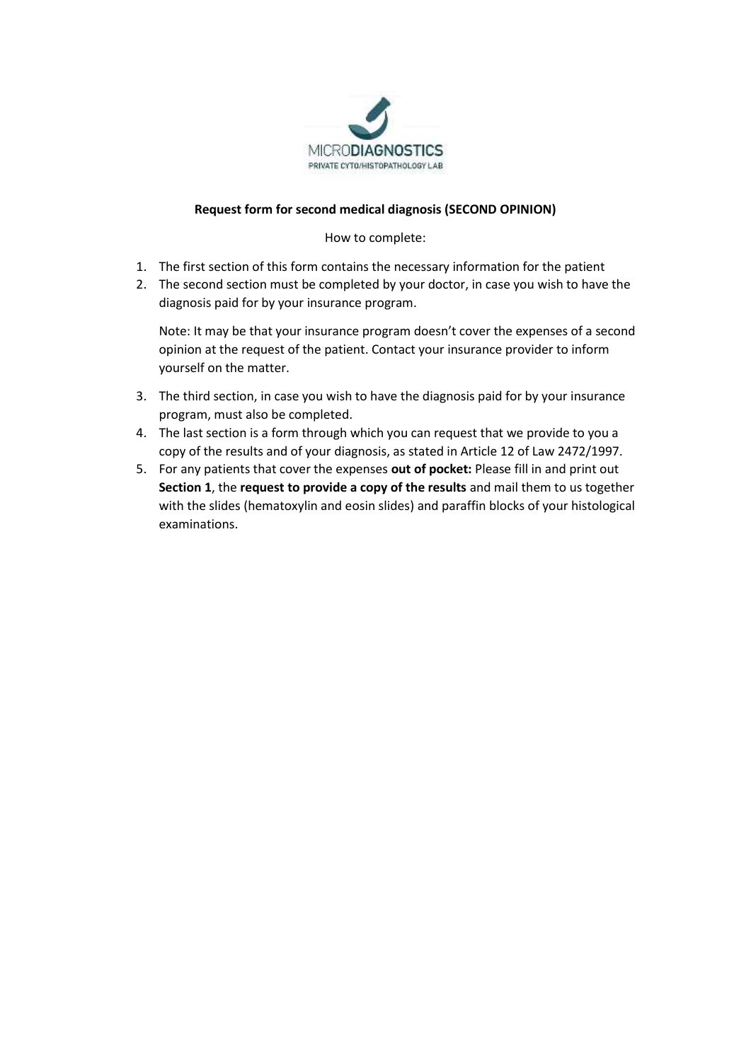MICRODIAGNOSTICS
PRIVATE CYTO/HISTOPATHOLOGY LAB

**Request form for second medical diagnosis (SECOND OPINION)**

How to complete:

1. The first section of this form contains the necessary information for the patient
2. The second section must be completed by your doctor, in case you wish to have the diagnosis paid for by your insurance program.

   Note: It may be that your insurance program doesn't cover the expenses of a second opinion at the request of the patient. Contact your insurance provider to inform yourself on the matter.

3. The third section, in case you wish to have the diagnosis paid for by your insurance program, must also be completed.
4. The last section is a form through which you can request that we provide to you a copy of the results and of your diagnosis, as stated in Article 12 of Law 2472/1997.
5. For any patients that cover the expenses **out of pocket:** Please fill in and print out **Section 1**, the **request to provide a copy of the results** and mail them to us together with the slides (hematoxylin and eosin slides) and paraffin blocks of your histological examinations.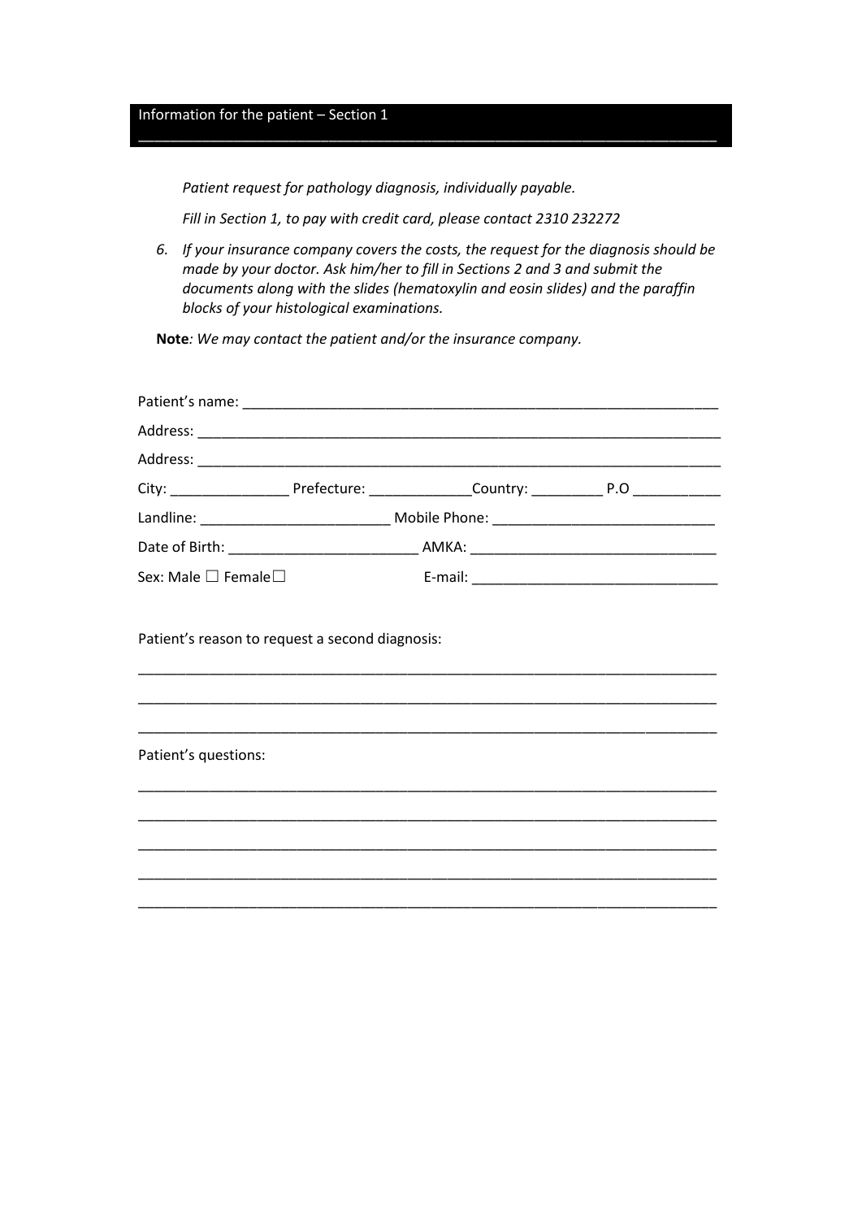## Information for the patient – Section 1

*Patient request for pathology diagnosis, individually payable.*

*Fill in Section 1, to pay with credit card, please contact 2310 232272*

6. *If your insurance company covers the costs, the request for the diagnosis should be made by your doctor. Ask him/her to fill in Sections 2 and 3 and submit the documents along with the slides (hematoxylin and eosin slides) and the paraffin blocks of your histological examinations.*

**Note***: We may contact the patient and/or the insurance company.*

Patient's name: ______________________________________________________________

Address: _____________________________________________________________________

Address: _____________________________________________________________________

City: _______________ Prefecture: _____________Country: _________ P.O ___________

Landline: ________________________ Mobile Phone: ____________________________

Date of Birth: _______________________ AMKA: ______________________________

Sex: Male ☐ Female☐ E-mail: ______________________________

Patient's reason to request a second diagnosis:

___________________________________________________________________________

___________________________________________________________________________

___________________________________________________________________________

Patient's questions:

___________________________________________________________________________

___________________________________________________________________________

___________________________________________________________________________

___________________________________________________________________________

___________________________________________________________________________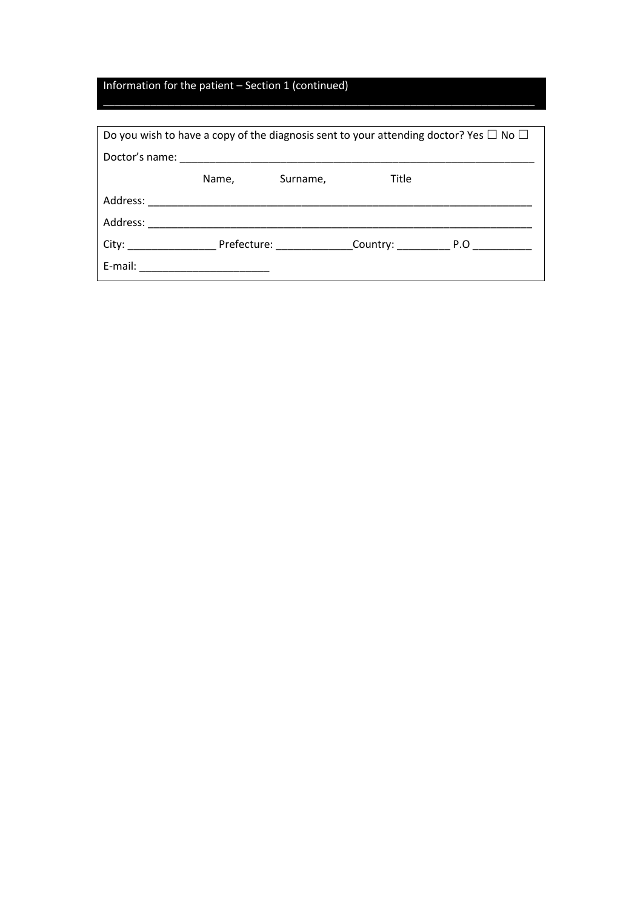## Information for the patient – Section 1 (continued)

Do you wish to have a copy of the diagnosis sent to your attending doctor? Yes ☐ No ☐

Doctor's name: ______________________________________________________________

Name, Surname, Title

Address: ___________________________________________________________________

Address: ___________________________________________________________________

City: _______________ Prefecture: _____________Country: _________ P.O __________

E-mail: ______________________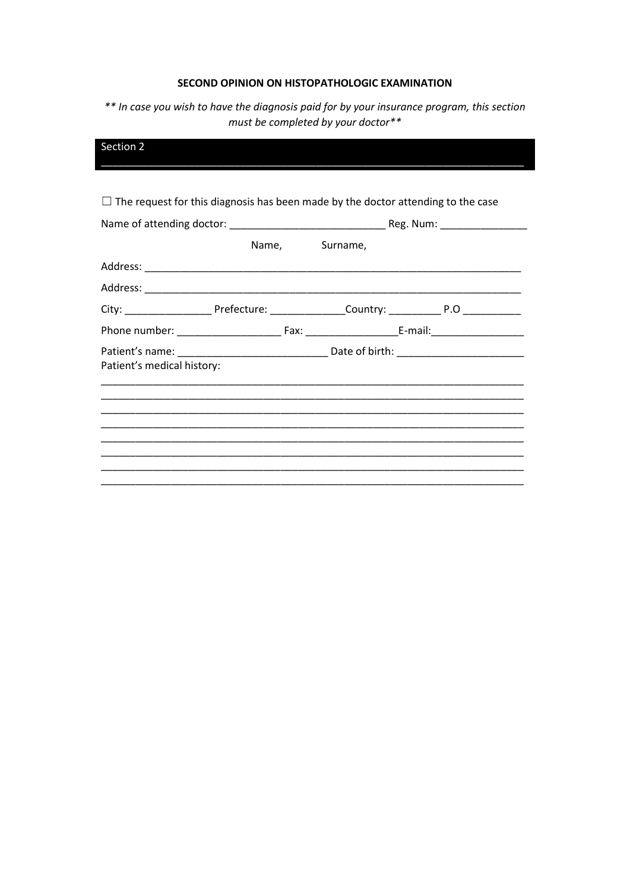**SECOND OPINION ON HISTOPATHOLOGIC EXAMINATION**

*** In case you wish to have the diagnosis paid for by your insurance program, this section must be completed by your doctor***

## Section 2

☐ The request for this diagnosis has been made by the doctor attending to the case

Name of attending doctor: ___________________________ Reg. Num: _______________

Name, Surname,

Address: ____________________________________________________________________

Address: ____________________________________________________________________

City: _______________ Prefecture: _____________Country: _________ P.O __________

Phone number: __________________ Fax: ________________E-mail:________________

Patient's name: __________________________ Date of birth: ______________________

Patient's medical history:

____________________________________________________________________________
____________________________________________________________________________
____________________________________________________________________________
____________________________________________________________________________
____________________________________________________________________________
____________________________________________________________________________
____________________________________________________________________________
____________________________________________________________________________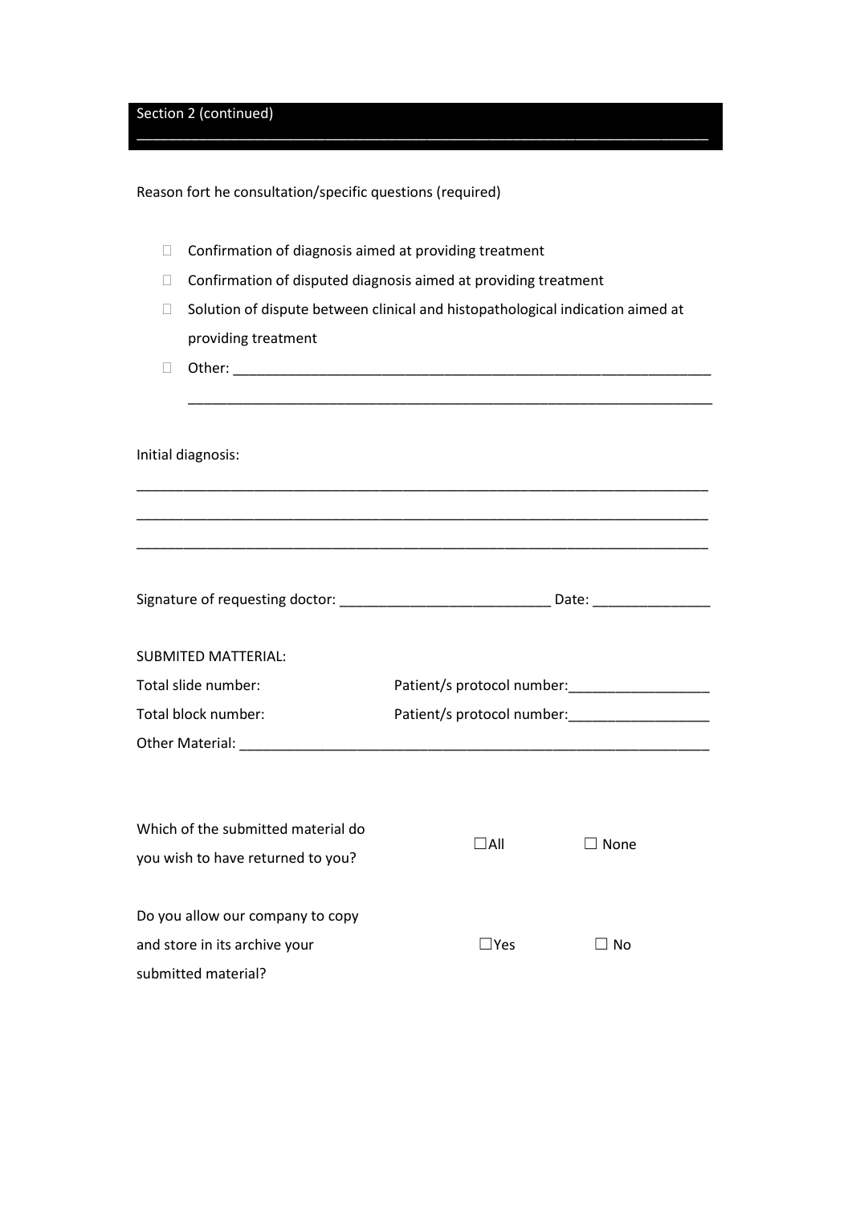## Section 2 (continued)

Reason fort he consultation/specific questions (required)

- ☐ Confirmation of diagnosis aimed at providing treatment
- ☐ Confirmation of disputed diagnosis aimed at providing treatment
- ☐ Solution of dispute between clinical and histopathological indication aimed at providing treatment
- ☐ Other: ________________________________________________________________

  ____________________________________________________________________

Initial diagnosis:

________________________________________________________________________

________________________________________________________________________

________________________________________________________________________

Signature of requesting doctor: ___________________________ Date: _______________

SUBMITED MATTERIAL:

Total slide number: Patient/s protocol number:__________________

Total block number: Patient/s protocol number:__________________

Other Material: ______________________________________________________________

Which of the submitted material do you wish to have returned to you? ☐All ☐ None

Do you allow our company to copy and store in its archive your submitted material? ☐Yes ☐ No